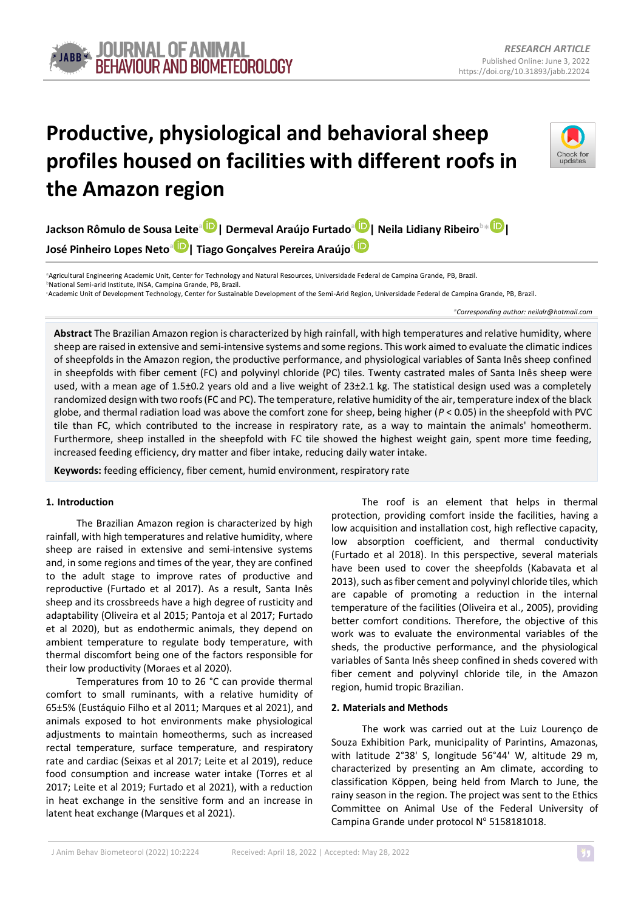RESEARCH ARTICLE

Published Online: June 3, 2022

https://doi.org/10.31893/jabb.22024

# Productive, physiological and behavioral sheep profiles housed on facilities with different roofs in the Amazon region

**Jackson Rômulo de Sousa Leite**[a] | **Dermeval Araújo Furtado**[a] | **Neila Lidiany Ribeiro**[b*] | **José Pinheiro Lopes Neto**[a] | **Tiago Gonçalves Pereira Araújo**[c]

[a]Agricultural Engineering Academic Unit, Center for Technology and Natural Resources, Universidade Federal de Campina Grande, PB, Brazil.
[b]National Semi-arid Institute, INSA, Campina Grande, PB, Brazil.
[c]Academic Unit of Development Technology, Center for Sustainable Development of the Semi-Arid Region, Universidade Federal de Campina Grande, PB, Brazil.

*Corresponding author: neilalr@hotmail.com

**Abstract** The Brazilian Amazon region is characterized by high rainfall, with high temperatures and relative humidity, where sheep are raised in extensive and semi-intensive systems and some regions. This work aimed to evaluate the climatic indices of sheepfolds in the Amazon region, the productive performance, and physiological variables of Santa Inês sheep confined in sheepfolds with fiber cement (FC) and polyvinyl chloride (PC) tiles. Twenty castrated males of Santa Inês sheep were used, with a mean age of 1.5±0.2 years old and a live weight of 23±2.1 kg. The statistical design used was a completely randomized design with two roofs (FC and PC). The temperature, relative humidity of the air, temperature index of the black globe, and thermal radiation load was above the comfort zone for sheep, being higher ($P < 0.05$) in the sheepfold with PVC tile than FC, which contributed to the increase in respiratory rate, as a way to maintain the animals' homeotherm. Furthermore, sheep installed in the sheepfold with FC tile showed the highest weight gain, spent more time feeding, increased feeding efficiency, dry matter and fiber intake, reducing daily water intake.

**Keywords:** feeding efficiency, fiber cement, humid environment, respiratory rate

## 1. Introduction

The Brazilian Amazon region is characterized by high rainfall, with high temperatures and relative humidity, where sheep are raised in extensive and semi-intensive systems and, in some regions and times of the year, they are confined to the adult stage to improve rates of productive and reproductive (Furtado et al 2017). As a result, Santa Inês sheep and its crossbreeds have a high degree of rusticity and adaptability (Oliveira et al 2015; Pantoja et al 2017; Furtado et al 2020), but as endothermic animals, they depend on ambient temperature to regulate body temperature, with thermal discomfort being one of the factors responsible for their low productivity (Moraes et al 2020).

Temperatures from 10 to 26 °C can provide thermal comfort to small ruminants, with a relative humidity of 65±5% (Eustáquio Filho et al 2011; Marques et al 2021), and animals exposed to hot environments make physiological adjustments to maintain homeotherms, such as increased rectal temperature, surface temperature, and respiratory rate and cardiac (Seixas et al 2017; Leite et al 2019), reduce food consumption and increase water intake (Torres et al 2017; Leite et al 2019; Furtado et al 2021), with a reduction in heat exchange in the sensitive form and an increase in latent heat exchange (Marques et al 2021).

The roof is an element that helps in thermal protection, providing comfort inside the facilities, having a low acquisition and installation cost, high reflective capacity, low absorption coefficient, and thermal conductivity (Furtado et al 2018). In this perspective, several materials have been used to cover the sheepfolds (Kabavata et al 2013), such as fiber cement and polyvinyl chloride tiles, which are capable of promoting a reduction in the internal temperature of the facilities (Oliveira et al., 2005), providing better comfort conditions. Therefore, the objective of this work was to evaluate the environmental variables of the sheds, the productive performance, and the physiological variables of Santa Inês sheep confined in sheds covered with fiber cement and polyvinyl chloride tile, in the Amazon region, humid tropic Brazilian.

## 2. Materials and Methods

The work was carried out at the Luiz Lourenço de Souza Exhibition Park, municipality of Parintins, Amazonas, with latitude 2°38' S, longitude 56°44' W, altitude 29 m, characterized by presenting an Am climate, according to classification Köppen, being held from March to June, the rainy season in the region. The project was sent to the Ethics Committee on Animal Use of the Federal University of Campina Grande under protocol Nº 5158181018.

Received: April 18, 2022 | Accepted: May 28, 2022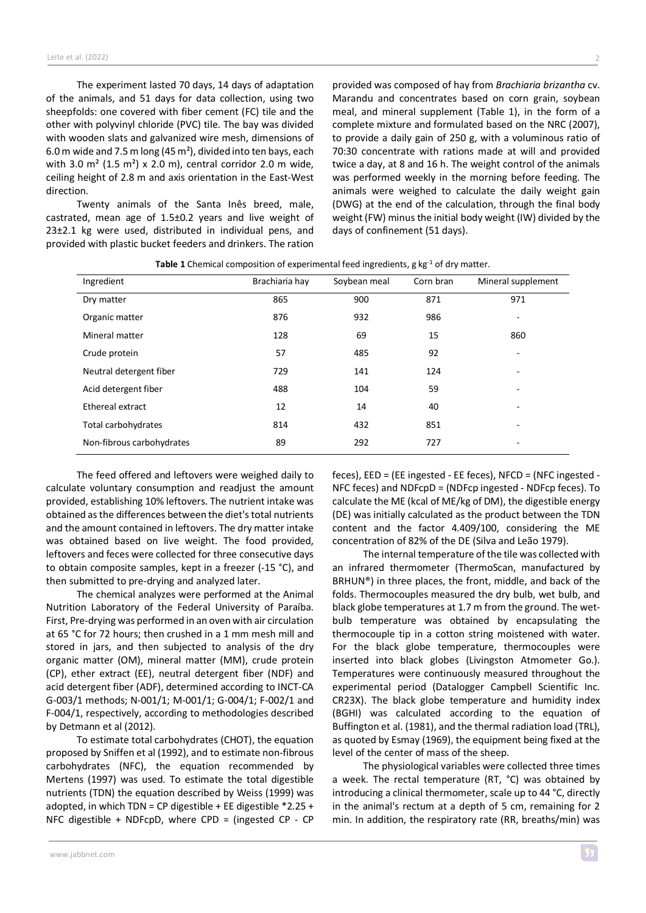The experiment lasted 70 days, 14 days of adaptation of the animals, and 51 days for data collection, using two sheepfolds: one covered with fiber cement (FC) tile and the other with polyvinyl chloride (PVC) tile. The bay was divided with wooden slats and galvanized wire mesh, dimensions of 6.0 m wide and 7.5 m long (45 m²), divided into ten bays, each with 3.0 m² (1.5 m²) x 2.0 m), central corridor 2.0 m wide, ceiling height of 2.8 m and axis orientation in the East-West direction.

Twenty animals of the Santa Inês breed, male, castrated, mean age of 1.5±0.2 years and live weight of 23±2.1 kg were used, distributed in individual pens, and provided with plastic bucket feeders and drinkers. The ration provided was composed of hay from *Brachiaria brizantha* cv. Marandu and concentrates based on corn grain, soybean meal, and mineral supplement (Table 1), in the form of a complete mixture and formulated based on the NRC (2007), to provide a daily gain of 250 g, with a voluminous ratio of 70:30 concentrate with rations made at will and provided twice a day, at 8 and 16 h. The weight control of the animals was performed weekly in the morning before feeding. The animals were weighed to calculate the daily weight gain (DWG) at the end of the calculation, through the final body weight (FW) minus the initial body weight (IW) divided by the days of confinement (51 days).

**Table 1** Chemical composition of experimental feed ingredients, g kg$^{-1}$ of dry matter.

| Ingredient | Brachiaria hay | Soybean meal | Corn bran | Mineral supplement |
|---|---|---|---|---|
| Dry matter | 865 | 900 | 871 | 971 |
| Organic matter | 876 | 932 | 986 | - |
| Mineral matter | 128 | 69 | 15 | 860 |
| Crude protein | 57 | 485 | 92 | - |
| Neutral detergent fiber | 729 | 141 | 124 | - |
| Acid detergent fiber | 488 | 104 | 59 | - |
| Ethereal extract | 12 | 14 | 40 | - |
| Total carbohydrates | 814 | 432 | 851 | - |
| Non-fibrous carbohydrates | 89 | 292 | 727 | - |

The feed offered and leftovers were weighed daily to calculate voluntary consumption and readjust the amount provided, establishing 10% leftovers. The nutrient intake was obtained as the differences between the diet's total nutrients and the amount contained in leftovers. The dry matter intake was obtained based on live weight. The food provided, leftovers and feces were collected for three consecutive days to obtain composite samples, kept in a freezer (-15 °C), and then submitted to pre-drying and analyzed later.

The chemical analyzes were performed at the Animal Nutrition Laboratory of the Federal University of Paraíba. First, Pre-drying was performed in an oven with air circulation at 65 °C for 72 hours; then crushed in a 1 mm mesh mill and stored in jars, and then subjected to analysis of the dry organic matter (OM), mineral matter (MM), crude protein (CP), ether extract (EE), neutral detergent fiber (NDF) and acid detergent fiber (ADF), determined according to INCT-CA G-003/1 methods; N-001/1; M-001/1; G-004/1; F-002/1 and F-004/1, respectively, according to methodologies described by Detmann et al (2012).

To estimate total carbohydrates (CHOT), the equation proposed by Sniffen et al (1992), and to estimate non-fibrous carbohydrates (NFC), the equation recommended by Mertens (1997) was used. To estimate the total digestible nutrients (TDN) the equation described by Weiss (1999) was adopted, in which TDN = CP digestible + EE digestible *2.25 + NFC digestible + NDFcpD, where CPD = (ingested CP - CP feces), EED = (EE ingested - EE feces), NFCD = (NFC ingested - NFC feces) and NDFcpD = (NDFcp ingested - NDFcp feces). To calculate the ME (kcal of ME/kg of DM), the digestible energy (DE) was initially calculated as the product between the TDN content and the factor 4.409/100, considering the ME concentration of 82% of the DE (Silva and Leão 1979).

The internal temperature of the tile was collected with an infrared thermometer (ThermoScan, manufactured by BRHUN®) in three places, the front, middle, and back of the folds. Thermocouples measured the dry bulb, wet bulb, and black globe temperatures at 1.7 m from the ground. The wet-bulb temperature was obtained by encapsulating the thermocouple tip in a cotton string moistened with water. For the black globe temperature, thermocouples were inserted into black globes (Livingston Atmometer Go.). Temperatures were continuously measured throughout the experimental period (Datalogger Campbell Scientific Inc. CR23X). The black globe temperature and humidity index (BGHI) was calculated according to the equation of Buffington et al. (1981), and the thermal radiation load (TRL), as quoted by Esmay (1969), the equipment being fixed at the level of the center of mass of the sheep.

The physiological variables were collected three times a week. The rectal temperature (RT, °C) was obtained by introducing a clinical thermometer, scale up to 44 °C, directly in the animal's rectum at a depth of 5 cm, remaining for 2 min. In addition, the respiratory rate (RR, breaths/min) was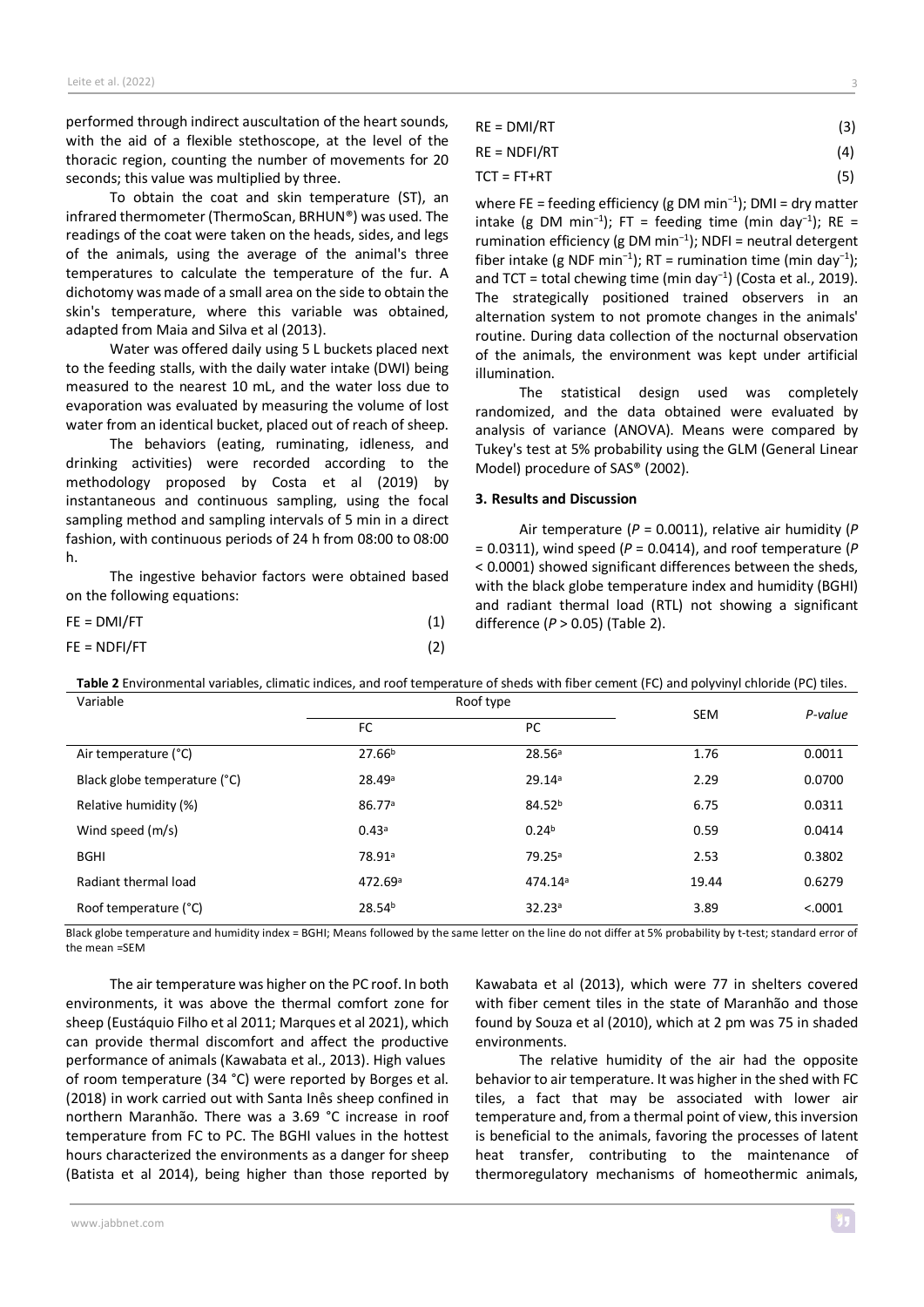performed through indirect auscultation of the heart sounds, with the aid of a flexible stethoscope, at the level of the thoracic region, counting the number of movements for 20 seconds; this value was multiplied by three.

To obtain the coat and skin temperature (ST), an infrared thermometer (ThermoScan, BRHUN®) was used. The readings of the coat were taken on the heads, sides, and legs of the animals, using the average of the animal's three temperatures to calculate the temperature of the fur. A dichotomy was made of a small area on the side to obtain the skin's temperature, where this variable was obtained, adapted from Maia and Silva et al (2013).

Water was offered daily using 5 L buckets placed next to the feeding stalls, with the daily water intake (DWI) being measured to the nearest 10 mL, and the water loss due to evaporation was evaluated by measuring the volume of lost water from an identical bucket, placed out of reach of sheep.

The behaviors (eating, ruminating, idleness, and drinking activities) were recorded according to the methodology proposed by Costa et al (2019) by instantaneous and continuous sampling, using the focal sampling method and sampling intervals of 5 min in a direct fashion, with continuous periods of 24 h from 08:00 to 08:00 h.

The ingestive behavior factors were obtained based on the following equations:

$$FE = DMI/FT \quad (1)$$

$$FE = NDFI/FT \quad (2)$$

$$RE = DMI/RT \quad (3)$$

$$RE = NDFI/RT \quad (4)$$

$$TCT = FT+RT \quad (5)$$

where FE = feeding efficiency (g DM $min^{-1}$); DMI = dry matter intake (g DM $min^{-1}$); FT = feeding time (min $day^{-1}$); RE = rumination efficiency (g DM $min^{-1}$); NDFI = neutral detergent fiber intake (g NDF $min^{-1}$); RT = rumination time (min $day^{-1}$); and TCT = total chewing time (min $day^{-1}$) (Costa et al., 2019). The strategically positioned trained observers in an alternation system to not promote changes in the animals' routine. During data collection of the nocturnal observation of the animals, the environment was kept under artificial illumination.

The statistical design used was completely randomized, and the data obtained were evaluated by analysis of variance (ANOVA). Means were compared by Tukey's test at 5% probability using the GLM (General Linear Model) procedure of SAS® (2002).

## 3. Results and Discussion

Air temperature ($P$ = 0.0011), relative air humidity ($P$ = 0.0311), wind speed ($P$ = 0.0414), and roof temperature ($P$ < 0.0001) showed significant differences between the sheds, with the black globe temperature index and humidity (BGHI) and radiant thermal load (RTL) not showing a significant difference ($P$ > 0.05) (Table 2).

**Table 2** Environmental variables, climatic indices, and roof temperature of sheds with fiber cement (FC) and polyvinyl chloride (PC) tiles.

| Variable | Roof type | | SEM | *P-value* |
|---|---|---|---|---|
| | FC | PC | | |
| Air temperature (°C) | 27.66$^{b}$ | 28.56$^{a}$ | 1.76 | 0.0011 |
| Black globe temperature (°C) | 28.49$^{a}$ | 29.14$^{a}$ | 2.29 | 0.0700 |
| Relative humidity (%) | 86.77$^{a}$ | 84.52$^{b}$ | 6.75 | 0.0311 |
| Wind speed (m/s) | 0.43$^{a}$ | 0.24$^{b}$ | 0.59 | 0.0414 |
| BGHI | 78.91$^{a}$ | 79.25$^{a}$ | 2.53 | 0.3802 |
| Radiant thermal load | 472.69$^{a}$ | 474.14$^{a}$ | 19.44 | 0.6279 |
| Roof temperature (°C) | 28.54$^{b}$ | 32.23$^{a}$ | 3.89 | <.0001 |

Black globe temperature and humidity index = BGHI; Means followed by the same letter on the line do not differ at 5% probability by t-test; standard error of the mean =SEM

The air temperature was higher on the PC roof. In both environments, it was above the thermal comfort zone for sheep (Eustáquio Filho et al 2011; Marques et al 2021), which can provide thermal discomfort and affect the productive performance of animals (Kawabata et al., 2013). High values of room temperature (34 °C) were reported by Borges et al. (2018) in work carried out with Santa Inês sheep confined in northern Maranhão. There was a 3.69 °C increase in roof temperature from FC to PC. The BGHI values in the hottest hours characterized the environments as a danger for sheep (Batista et al 2014), being higher than those reported by Kawabata et al (2013), which were 77 in shelters covered with fiber cement tiles in the state of Maranhão and those found by Souza et al (2010), which at 2 pm was 75 in shaded environments.

The relative humidity of the air had the opposite behavior to air temperature. It was higher in the shed with FC tiles, a fact that may be associated with lower air temperature and, from a thermal point of view, this inversion is beneficial to the animals, favoring the processes of latent heat transfer, contributing to the maintenance of thermoregulatory mechanisms of homeothermic animals,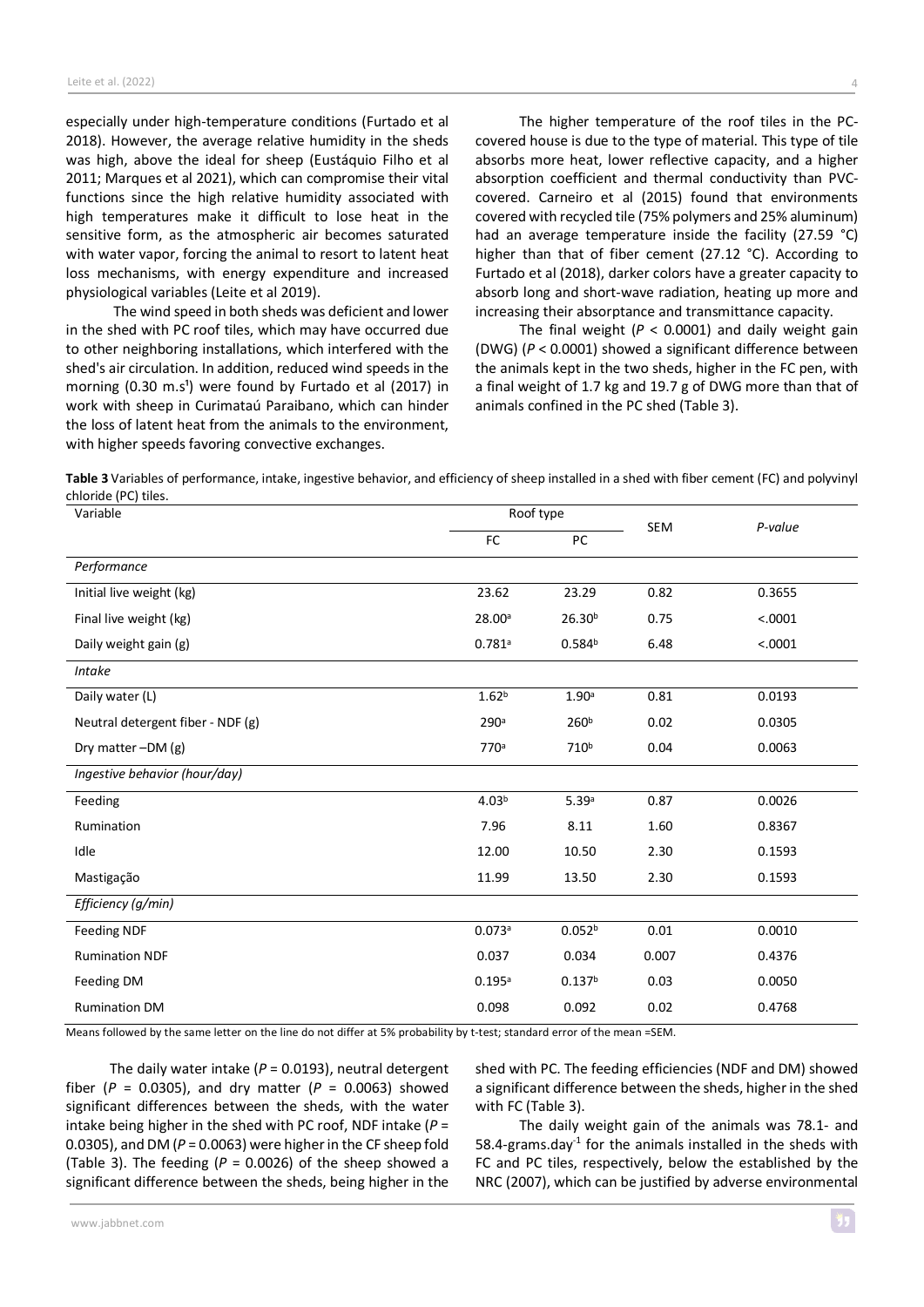especially under high-temperature conditions (Furtado et al 2018). However, the average relative humidity in the sheds was high, above the ideal for sheep (Eustáquio Filho et al 2011; Marques et al 2021), which can compromise their vital functions since the high relative humidity associated with high temperatures make it difficult to lose heat in the sensitive form, as the atmospheric air becomes saturated with water vapor, forcing the animal to resort to latent heat loss mechanisms, with energy expenditure and increased physiological variables (Leite et al 2019).

The wind speed in both sheds was deficient and lower in the shed with PC roof tiles, which may have occurred due to other neighboring installations, which interfered with the shed's air circulation. In addition, reduced wind speeds in the morning (0.30 m.s[¹]) were found by Furtado et al (2017) in work with sheep in Curimataú Paraibano, which can hinder the loss of latent heat from the animals to the environment, with higher speeds favoring convective exchanges.

The higher temperature of the roof tiles in the PC-covered house is due to the type of material. This type of tile absorbs more heat, lower reflective capacity, and a higher absorption coefficient and thermal conductivity than PVC-covered. Carneiro et al (2015) found that environments covered with recycled tile (75% polymers and 25% aluminum) had an average temperature inside the facility (27.59 °C) higher than that of fiber cement (27.12 °C). According to Furtado et al (2018), darker colors have a greater capacity to absorb long and short-wave radiation, heating up more and increasing their absorptance and transmittance capacity.

The final weight ($P$ < 0.0001) and daily weight gain (DWG) ($P$ < 0.0001) showed a significant difference between the animals kept in the two sheds, higher in the FC pen, with a final weight of 1.7 kg and 19.7 g of DWG more than that of animals confined in the PC shed (Table 3).

**Table 3** Variables of performance, intake, ingestive behavior, and efficiency of sheep installed in a shed with fiber cement (FC) and polyvinyl chloride (PC) tiles.

| Variable | Roof type | | SEM | *P-value* |
|---|---|---|---|---|
| | FC | PC | | |
| *Performance* | | | | |
| Initial live weight (kg) | 23.62 | 23.29 | 0.82 | 0.3655 |
| Final live weight (kg) | 28.00[a] | 26.30[b] | 0.75 | <.0001 |
| Daily weight gain (g) | 0.781[a] | 0.584[b] | 6.48 | <.0001 |
| *Intake* | | | | |
| Daily water (L) | 1.62[b] | 1.90[a] | 0.81 | 0.0193 |
| Neutral detergent fiber - NDF (g) | 290[a] | 260[b] | 0.02 | 0.0305 |
| Dry matter –DM (g) | 770[a] | 710[b] | 0.04 | 0.0063 |
| *Ingestive behavior (hour/day)* | | | | |
| Feeding | 4.03[b] | 5.39[a] | 0.87 | 0.0026 |
| Rumination | 7.96 | 8.11 | 1.60 | 0.8367 |
| Idle | 12.00 | 10.50 | 2.30 | 0.1593 |
| Mastigação | 11.99 | 13.50 | 2.30 | 0.1593 |
| *Efficiency (g/min)* | | | | |
| Feeding NDF | 0.073[a] | 0.052[b] | 0.01 | 0.0010 |
| Rumination NDF | 0.037 | 0.034 | 0.007 | 0.4376 |
| Feeding DM | 0.195[a] | 0.137[b] | 0.03 | 0.0050 |
| Rumination DM | 0.098 | 0.092 | 0.02 | 0.4768 |

Means followed by the same letter on the line do not differ at 5% probability by t-test; standard error of the mean =SEM.

The daily water intake ($P$ = 0.0193), neutral detergent fiber ($P$ = 0.0305), and dry matter ($P$ = 0.0063) showed significant differences between the sheds, with the water intake being higher in the shed with PC roof, NDF intake ($P$ = 0.0305), and DM ($P$ = 0.0063) were higher in the CF sheep fold (Table 3). The feeding ($P$ = 0.0026) of the sheep showed a significant difference between the sheds, being higher in the shed with PC. The feeding efficiencies (NDF and DM) showed a significant difference between the sheds, higher in the shed with FC (Table 3).

The daily weight gain of the animals was 78.1- and 58.4-grams.day$^{-1}$ for the animals installed in the sheds with FC and PC tiles, respectively, below the established by the NRC (2007), which can be justified by adverse environmental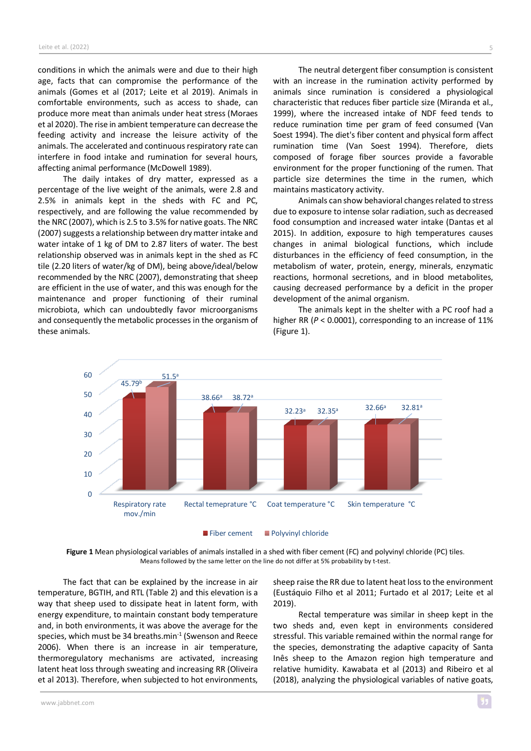conditions in which the animals were and due to their high age, facts that can compromise the performance of the animals (Gomes et al (2017; Leite et al 2019). Animals in comfortable environments, such as access to shade, can produce more meat than animals under heat stress (Moraes et al 2020). The rise in ambient temperature can decrease the feeding activity and increase the leisure activity of the animals. The accelerated and continuous respiratory rate can interfere in food intake and rumination for several hours, affecting animal performance (McDowell 1989).

The daily intakes of dry matter, expressed as a percentage of the live weight of the animals, were 2.8 and 2.5% in animals kept in the sheds with FC and PC, respectively, and are following the value recommended by the NRC (2007), which is 2.5 to 3.5% for native goats. The NRC (2007) suggests a relationship between dry matter intake and water intake of 1 kg of DM to 2.87 liters of water. The best relationship observed was in animals kept in the shed as FC tile (2.20 liters of water/kg of DM), being above/ideal/below recommended by the NRC (2007), demonstrating that sheep are efficient in the use of water, and this was enough for the maintenance and proper functioning of their ruminal microbiota, which can undoubtedly favor microorganisms and consequently the metabolic processes in the organism of these animals.

The neutral detergent fiber consumption is consistent with an increase in the rumination activity performed by animals since rumination is considered a physiological characteristic that reduces fiber particle size (Miranda et al., 1999), where the increased intake of NDF feed tends to reduce rumination time per gram of feed consumed (Van Soest 1994). The diet's fiber content and physical form affect rumination time (Van Soest 1994). Therefore, diets composed of forage fiber sources provide a favorable environment for the proper functioning of the rumen. That particle size determines the time in the rumen, which maintains masticatory activity.

Animals can show behavioral changes related to stress due to exposure to intense solar radiation, such as decreased food consumption and increased water intake (Dantas et al 2015). In addition, exposure to high temperatures causes changes in animal biological functions, which include disturbances in the efficiency of feed consumption, in the metabolism of water, protein, energy, minerals, enzymatic reactions, hormonal secretions, and in blood metabolites, causing decreased performance by a deficit in the proper development of the animal organism.

The animals kept in the shelter with a PC roof had a higher RR ($P < 0.0001$), corresponding to an increase of 11% (Figure 1).

| | Fiber cement | Polyvinyl chloride |
|---|---|---|
| Respiratory rate mov./min | 45.79[b] | 51.5[a] |
| Rectal temeprature °C | 38.66[a] | 38.72[a] |
| Coat temperature °C | 32.23[a] | 32.35[a] |
| Skin temperature °C | 32.66[a] | 32.81[a] |

**Figure 1** Mean physiological variables of animals installed in a shed with fiber cement (FC) and polyvinyl chloride (PC) tiles. Means followed by the same letter on the line do not differ at 5% probability by t-test.

The fact that can be explained by the increase in air temperature, BGTIH, and RTL (Table 2) and this elevation is a way that sheep used to dissipate heat in latent form, with energy expenditure, to maintain constant body temperature and, in both environments, it was above the average for the species, which must be 34 breaths.min$^{-1}$ (Swenson and Reece 2006). When there is an increase in air temperature, thermoregulatory mechanisms are activated, increasing latent heat loss through sweating and increasing RR (Oliveira et al 2013). Therefore, when subjected to hot environments, sheep raise the RR due to latent heat loss to the environment (Eustáquio Filho et al 2011; Furtado et al 2017; Leite et al 2019).

Rectal temperature was similar in sheep kept in the two sheds and, even kept in environments considered stressful. This variable remained within the normal range for the species, demonstrating the adaptive capacity of Santa Inês sheep to the Amazon region high temperature and relative humidity. Kawabata et al (2013) and Ribeiro et al (2018), analyzing the physiological variables of native goats,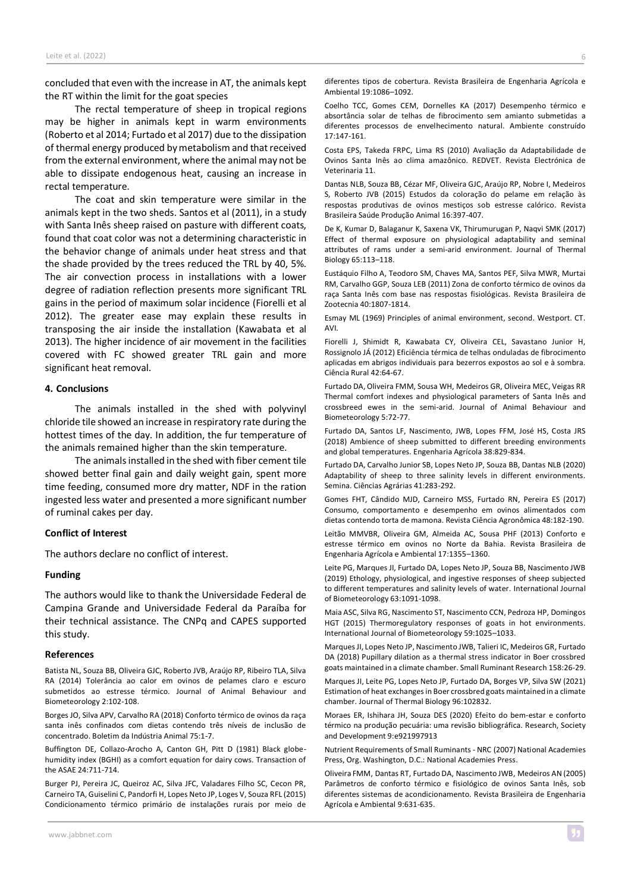concluded that even with the increase in AT, the animals kept the RT within the limit for the goat species

The rectal temperature of sheep in tropical regions may be higher in animals kept in warm environments (Roberto et al 2014; Furtado et al 2017) due to the dissipation of thermal energy produced by metabolism and that received from the external environment, where the animal may not be able to dissipate endogenous heat, causing an increase in rectal temperature.

The coat and skin temperature were similar in the animals kept in the two sheds. Santos et al (2011), in a study with Santa Inês sheep raised on pasture with different coats, found that coat color was not a determining characteristic in the behavior change of animals under heat stress and that the shade provided by the trees reduced the TRL by 40, 5%. The air convection process in installations with a lower degree of radiation reflection presents more significant TRL gains in the period of maximum solar incidence (Fiorelli et al 2012). The greater ease may explain these results in transposing the air inside the installation (Kawabata et al 2013). The higher incidence of air movement in the facilities covered with FC showed greater TRL gain and more significant heat removal.

## 4. Conclusions

The animals installed in the shed with polyvinyl chloride tile showed an increase in respiratory rate during the hottest times of the day. In addition, the fur temperature of the animals remained higher than the skin temperature.

The animals installed in the shed with fiber cement tile showed better final gain and daily weight gain, spent more time feeding, consumed more dry matter, NDF in the ration ingested less water and presented a more significant number of ruminal cakes per day.

## Conflict of Interest

The authors declare no conflict of interest.

## Funding

The authors would like to thank the Universidade Federal de Campina Grande and Universidade Federal da Paraíba for their technical assistance. The CNPq and CAPES supported this study.

## References

Batista NL, Souza BB, Oliveira GJC, Roberto JVB, Araújo RP, Ribeiro TLA, Silva RA (2014) Tolerância ao calor em ovinos de pelames claro e escuro submetidos ao estresse térmico. Journal of Animal Behaviour and Biometeorology 2:102-108.

Borges JO, Silva APV, Carvalho RA (2018) Conforto térmico de ovinos da raça santa inês confinados com dietas contendo três níveis de inclusão de concentrado. Boletim da Indústria Animal 75:1-7.

Buffington DE, Collazo-Arocho A, Canton GH, Pitt D (1981) Black globe-humidity index (BGHI) as a comfort equation for dairy cows. Transaction of the ASAE 24:711-714.

Burger PJ, Pereira JC, Queiroz AC, Silva JFC, Valadares Filho SC, Cecon PR, Carneiro TA, Guiselini C, Pandorfi H, Lopes Neto JP, Loges V, Souza RFL (2015) Condicionamento térmico primário de instalações rurais por meio de diferentes tipos de cobertura. Revista Brasileira de Engenharia Agrícola e Ambiental 19:1086–1092.

Coelho TCC, Gomes CEM, Dornelles KA (2017) Desempenho térmico e absortância solar de telhas de fibrocimento sem amianto submetidas a diferentes processos de envelhecimento natural. Ambiente construído 17:147-161.

Costa EPS, Takeda FRPC, Lima RS (2010) Avaliação da Adaptabilidade de Ovinos Santa Inês ao clima amazônico. REDVET. Revista Electrónica de Veterinaria 11.

Dantas NLB, Souza BB, Cézar MF, Oliveira GJC, Araújo RP, Nobre I, Medeiros S, Roberto JVB (2015) Estudos da coloração do pelame em relação às respostas produtivas de ovinos mestiços sob estresse calórico. Revista Brasileira Saúde Produção Animal 16:397-407.

De K, Kumar D, Balaganur K, Saxena VK, Thirumurugan P, Naqvi SMK (2017) Effect of thermal exposure on physiological adaptability and seminal attributes of rams under a semi-arid environment. Journal of Thermal Biology 65:113–118.

Eustáquio Filho A, Teodoro SM, Chaves MA, Santos PEF, Silva MWR, Murtai RM, Carvalho GGP, Souza LEB (2011) Zona de conforto térmico de ovinos da raça Santa Inês com base nas respostas fisiológicas. Revista Brasileira de Zootecnia 40:1807-1814.

Esmay ML (1969) Principles of animal environment, second. Westport. CT. AVI.

Fiorelli J, Shimidt R, Kawabata CY, Oliveira CEL, Savastano Junior H, Rossignolo JÁ (2012) Eficiência térmica de telhas onduladas de fibrocimento aplicadas em abrigos individuais para bezerros expostos ao sol e à sombra. Ciência Rural 42:64-67.

Furtado DA, Oliveira FMM, Sousa WH, Medeiros GR, Oliveira MEC, Veigas RR Thermal comfort indexes and physiological parameters of Santa Inês and crossbreed ewes in the semi-arid. Journal of Animal Behaviour and Biometeorology 5:72-77.

Furtado DA, Santos LF, Nascimento, JWB, Lopes FFM, José HS, Costa JRS (2018) Ambience of sheep submitted to different breeding environments and global temperatures. Engenharia Agrícola 38:829-834.

Furtado DA, Carvalho Junior SB, Lopes Neto JP, Souza BB, Dantas NLB (2020) Adaptability of sheep to three salinity levels in different environments. Semina. Ciências Agrárias 41:283-292.

Gomes FHT, Cândido MJD, Carneiro MSS, Furtado RN, Pereira ES (2017) Consumo, comportamento e desempenho em ovinos alimentados com dietas contendo torta de mamona. Revista Ciência Agronômica 48:182-190.

Leitão MMVBR, Oliveira GM, Almeida AC, Sousa PHF (2013) Conforto e estresse térmico em ovinos no Norte da Bahia. Revista Brasileira de Engenharia Agrícola e Ambiental 17:1355–1360.

Leite PG, Marques JI, Furtado DA, Lopes Neto JP, Souza BB, Nascimento JWB (2019) Ethology, physiological, and ingestive responses of sheep subjected to different temperatures and salinity levels of water. International Journal of Biometeorology 63:1091-1098.

Maia ASC, Silva RG, Nascimento ST, Nascimento CCN, Pedroza HP, Domingos HGT (2015) Thermoregulatory responses of goats in hot environments. International Journal of Biometeorology 59:1025–1033.

Marques JI, Lopes Neto JP, Nascimento JWB, Talieri IC, Medeiros GR, Furtado DA (2018) Pupillary dilation as a thermal stress indicator in Boer crossbred goats maintained in a climate chamber. Small Ruminant Research 158:26-29.

Marques JI, Leite PG, Lopes Neto JP, Furtado DA, Borges VP, Silva SW (2021) Estimation of heat exchanges in Boer crossbred goats maintained in a climate chamber. Journal of Thermal Biology 96:102832.

Moraes ER, Ishihara JH, Souza DES (2020) Efeito do bem-estar e conforto térmico na produção pecuária: uma revisão bibliográfica. Research, Society and Development 9:e921997913

Nutrient Requirements of Small Ruminants - NRC (2007) National Academies Press, Org. Washington, D.C.: National Academies Press.

Oliveira FMM, Dantas RT, Furtado DA, Nascimento JWB, Medeiros AN (2005) Parâmetros de conforto térmico e fisiológico de ovinos Santa Inês, sob diferentes sistemas de acondicionamento. Revista Brasileira de Engenharia Agrícola e Ambiental 9:631-635.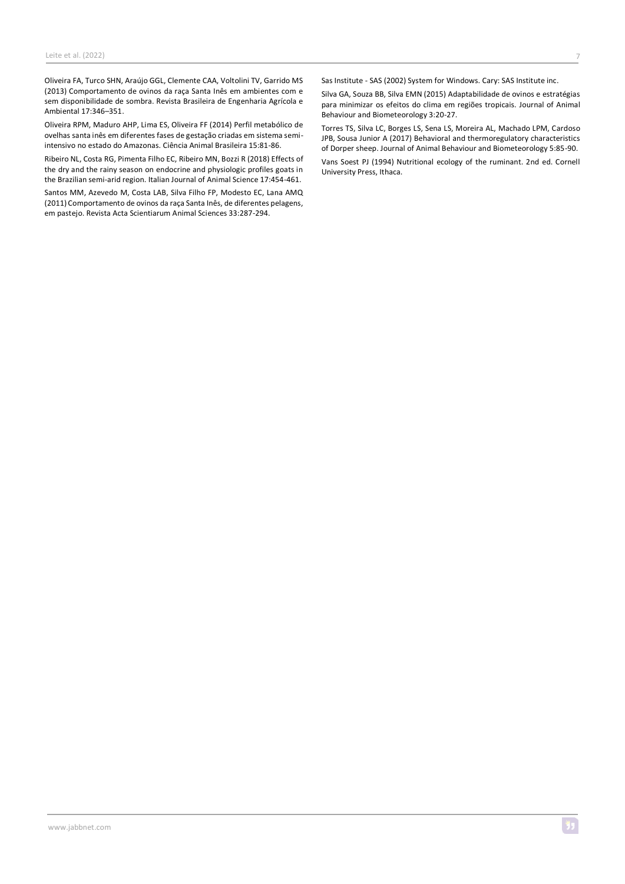Oliveira FA, Turco SHN, Araújo GGL, Clemente CAA, Voltolini TV, Garrido MS (2013) Comportamento de ovinos da raça Santa Inês em ambientes com e sem disponibilidade de sombra. Revista Brasileira de Engenharia Agrícola e Ambiental 17:346–351.

Oliveira RPM, Maduro AHP, Lima ES, Oliveira FF (2014) Perfil metabólico de ovelhas santa inês em diferentes fases de gestação criadas em sistema semi-intensivo no estado do Amazonas. Ciência Animal Brasileira 15:81-86.

Ribeiro NL, Costa RG, Pimenta Filho EC, Ribeiro MN, Bozzi R (2018) Effects of the dry and the rainy season on endocrine and physiologic profiles goats in the Brazilian semi-arid region. Italian Journal of Animal Science 17:454-461.

Santos MM, Azevedo M, Costa LAB, Silva Filho FP, Modesto EC, Lana AMQ (2011) Comportamento de ovinos da raça Santa Inês, de diferentes pelagens, em pastejo. Revista Acta Scientiarum Animal Sciences 33:287-294.

Sas Institute - SAS (2002) System for Windows. Cary: SAS Institute inc.

Silva GA, Souza BB, Silva EMN (2015) Adaptabilidade de ovinos e estratégias para minimizar os efeitos do clima em regiões tropicais. Journal of Animal Behaviour and Biometeorology 3:20-27.

Torres TS, Silva LC, Borges LS, Sena LS, Moreira AL, Machado LPM, Cardoso JPB, Sousa Junior A (2017) Behavioral and thermoregulatory characteristics of Dorper sheep. Journal of Animal Behaviour and Biometeorology 5:85-90.

Vans Soest PJ (1994) Nutritional ecology of the ruminant. 2nd ed. Cornell University Press, Ithaca.